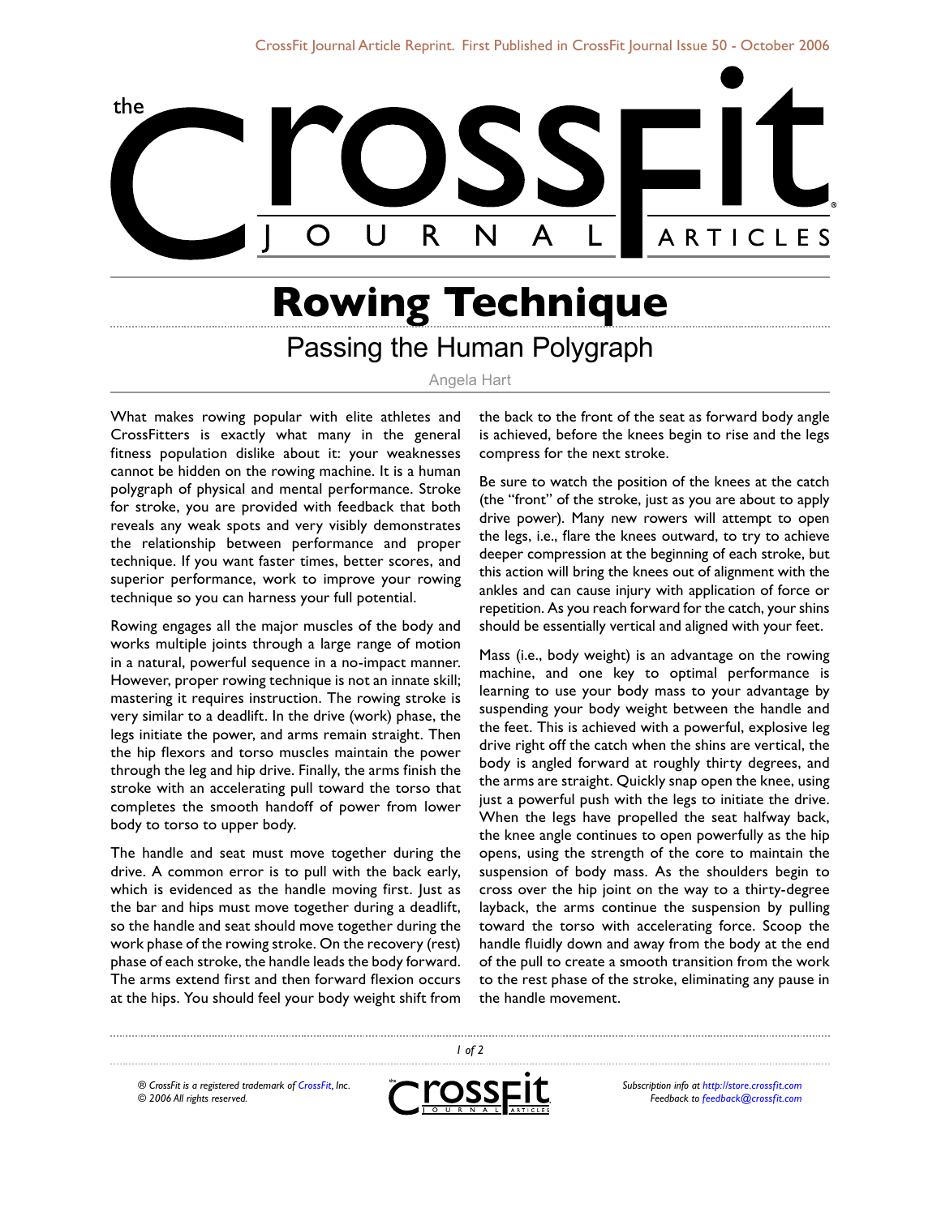# Rowing Technique

## Passing the Human Polygraph

Angela Hart

What makes rowing popular with elite athletes and CrossFitters is exactly what many in the general fitness population dislike about it: your weaknesses cannot be hidden on the rowing machine. It is a human polygraph of physical and mental performance. Stroke for stroke, you are provided with feedback that both reveals any weak spots and very visibly demonstrates the relationship between performance and proper technique. If you want faster times, better scores, and superior performance, work to improve your rowing technique so you can harness your full potential.

Rowing engages all the major muscles of the body and works multiple joints through a large range of motion in a natural, powerful sequence in a no-impact manner. However, proper rowing technique is not an innate skill; mastering it requires instruction. The rowing stroke is very similar to a deadlift. In the drive (work) phase, the legs initiate the power, and arms remain straight. Then the hip flexors and torso muscles maintain the power through the leg and hip drive. Finally, the arms finish the stroke with an accelerating pull toward the torso that completes the smooth handoff of power from lower body to torso to upper body.

The handle and seat must move together during the drive. A common error is to pull with the back early, which is evidenced as the handle moving first. Just as the bar and hips must move together during a deadlift, so the handle and seat should move together during the work phase of the rowing stroke. On the recovery (rest) phase of each stroke, the handle leads the body forward. The arms extend first and then forward flexion occurs at the hips. You should feel your body weight shift from the back to the front of the seat as forward body angle is achieved, before the knees begin to rise and the legs compress for the next stroke.

Be sure to watch the position of the knees at the catch (the "front" of the stroke, just as you are about to apply drive power). Many new rowers will attempt to open the legs, i.e., flare the knees outward, to try to achieve deeper compression at the beginning of each stroke, but this action will bring the knees out of alignment with the ankles and can cause injury with application of force or repetition. As you reach forward for the catch, your shins should be essentially vertical and aligned with your feet.

Mass (i.e., body weight) is an advantage on the rowing machine, and one key to optimal performance is learning to use your body mass to your advantage by suspending your body weight between the handle and the feet. This is achieved with a powerful, explosive leg drive right off the catch when the shins are vertical, the body is angled forward at roughly thirty degrees, and the arms are straight. Quickly snap open the knee, using just a powerful push with the legs to initiate the drive. When the legs have propelled the seat halfway back, the knee angle continues to open powerfully as the hip opens, using the strength of the core to maintain the suspension of body mass. As the shoulders begin to cross over the hip joint on the way to a thirty-degree layback, the arms continue the suspension by pulling toward the torso with accelerating force. Scoop the handle fluidly down and away from the body at the end of the pull to create a smooth transition from the work to the rest phase of the stroke, eliminating any pause in the handle movement.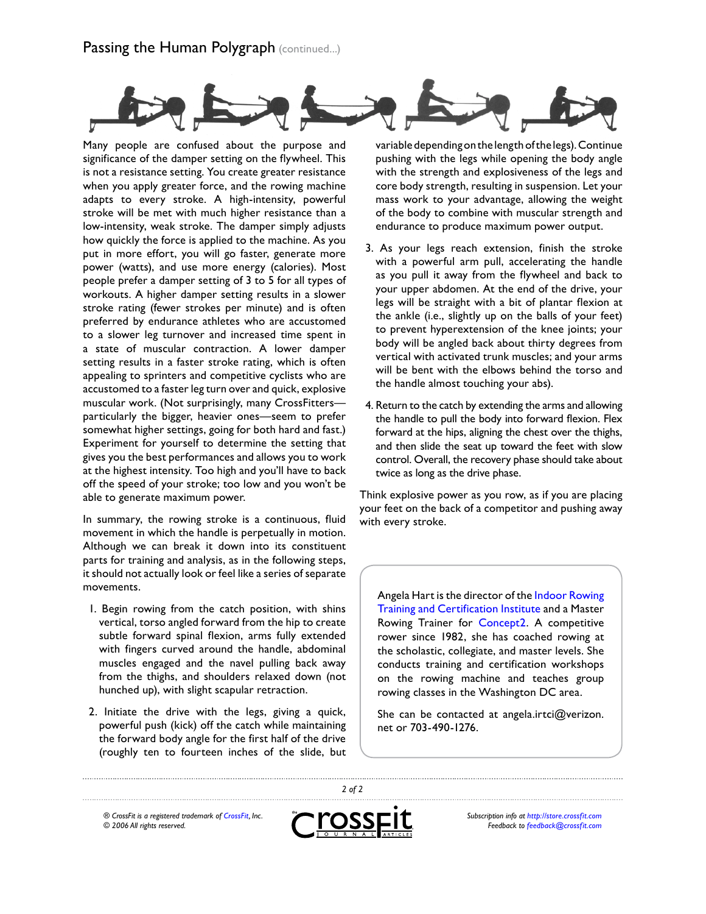Many people are confused about the purpose and significance of the damper setting on the flywheel. This is not a resistance setting. You create greater resistance when you apply greater force, and the rowing machine adapts to every stroke. A high-intensity, powerful stroke will be met with much higher resistance than a low-intensity, weak stroke. The damper simply adjusts how quickly the force is applied to the machine. As you put in more effort, you will go faster, generate more power (watts), and use more energy (calories). Most people prefer a damper setting of 3 to 5 for all types of workouts. A higher damper setting results in a slower stroke rating (fewer strokes per minute) and is often preferred by endurance athletes who are accustomed to a slower leg turnover and increased time spent in a state of muscular contraction. A lower damper setting results in a faster stroke rating, which is often appealing to sprinters and competitive cyclists who are accustomed to a faster leg turn over and quick, explosive muscular work. (Not surprisingly, many CrossFitters—particularly the bigger, heavier ones—seem to prefer somewhat higher settings, going for both hard and fast.) Experiment for yourself to determine the setting that gives you the best performances and allows you to work at the highest intensity. Too high and you'll have to back off the speed of your stroke; too low and you won't be able to generate maximum power.

In summary, the rowing stroke is a continuous, fluid movement in which the handle is perpetually in motion. Although we can break it down into its constituent parts for training and analysis, as in the following steps, it should not actually look or feel like a series of separate movements.

1. Begin rowing from the catch position, with shins vertical, torso angled forward from the hip to create subtle forward spinal flexion, arms fully extended with fingers curved around the handle, abdominal muscles engaged and the navel pulling back away from the thighs, and shoulders relaxed down (not hunched up), with slight scapular retraction.

2. Initiate the drive with the legs, giving a quick, powerful push (kick) off the catch while maintaining the forward body angle for the first half of the drive (roughly ten to fourteen inches of the slide, but variable depending on the length of the legs). Continue pushing with the legs while opening the body angle with the strength and explosiveness of the legs and core body strength, resulting in suspension. Let your mass work to your advantage, allowing the weight of the body to combine with muscular strength and endurance to produce maximum power output.

3. As your legs reach extension, finish the stroke with a powerful arm pull, accelerating the handle as you pull it away from the flywheel and back to your upper abdomen. At the end of the drive, your legs will be straight with a bit of plantar flexion at the ankle (i.e., slightly up on the balls of your feet) to prevent hyperextension of the knee joints; your body will be angled back about thirty degrees from vertical with activated trunk muscles; and your arms will be bent with the elbows behind the torso and the handle almost touching your abs).

4. Return to the catch by extending the arms and allowing the handle to pull the body into forward flexion. Flex forward at the hips, aligning the chest over the thighs, and then slide the seat up toward the feet with slow control. Overall, the recovery phase should take about twice as long as the drive phase.

Think explosive power as you row, as if you are placing your feet on the back of a competitor and pushing away with every stroke.

Angela Hart is the director of the Indoor Rowing Training and Certification Institute and a Master Rowing Trainer for Concept2. A competitive rower since 1982, she has coached rowing at the scholastic, collegiate, and master levels. She conducts training and certification workshops on the rowing machine and teaches group rowing classes in the Washington DC area.

She can be contacted at angela.irtci@verizon.net or 703-490-1276.